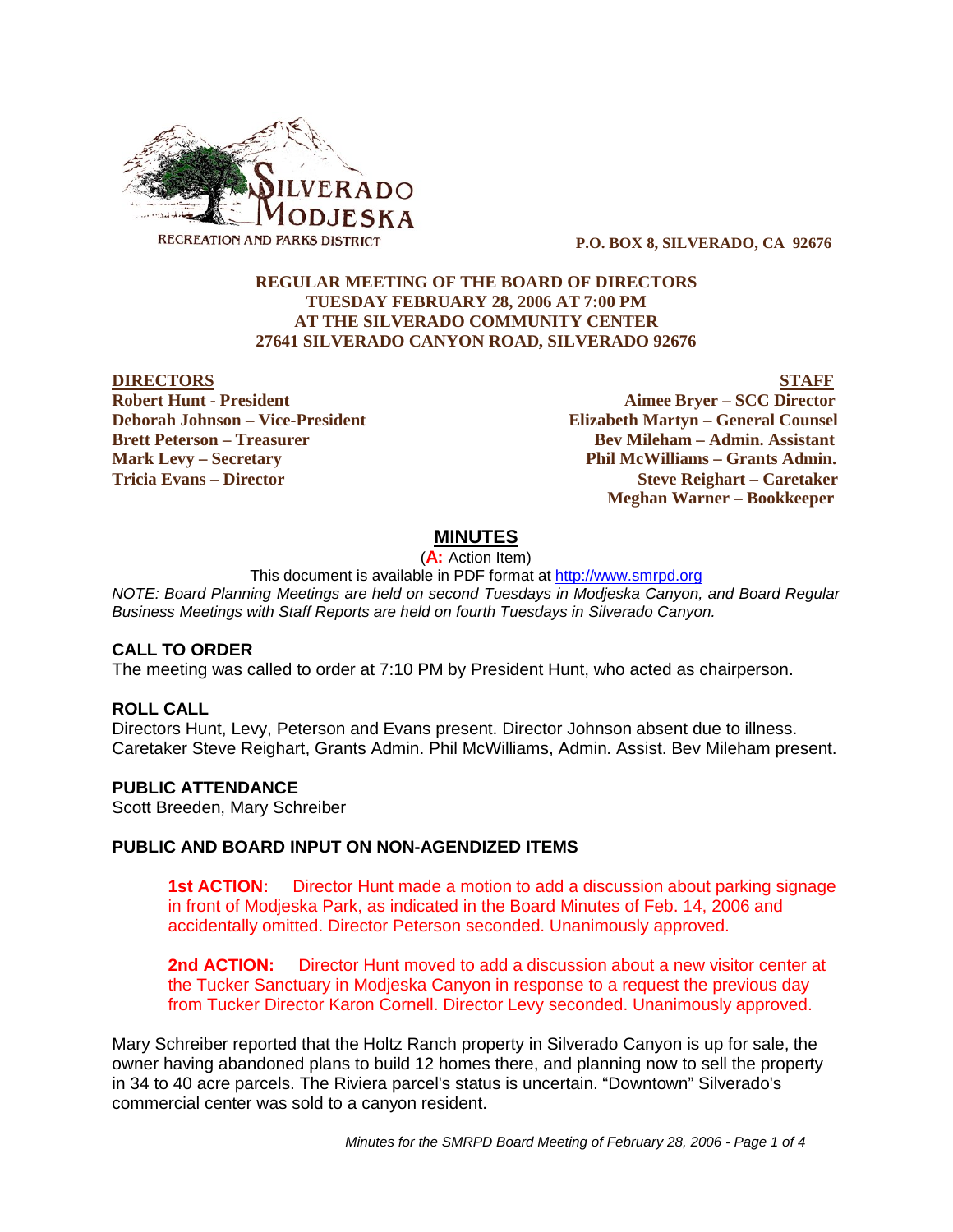SILVERADO MODJESKA
RECREATION AND PARKS DISTRICT

**P.O. BOX 8, SILVERADO, CA 92676**

**REGULAR MEETING OF THE BOARD OF DIRECTORS**
**TUESDAY FEBRUARY 28, 2006 AT 7:00 PM**
**AT THE SILVERADO COMMUNITY CENTER**
**27641 SILVERADO CANYON ROAD, SILVERADO 92676**

| **DIRECTORS** | **STAFF** |
| --- | --- |
| **Robert Hunt - President** | **Aimee Bryer – SCC Director** |
| **Deborah Johnson – Vice-President** | **Elizabeth Martyn – General Counsel** |
| **Brett Peterson – Treasurer** | **Bev Mileham – Admin. Assistant** |
| **Mark Levy – Secretary** | **Phil McWilliams – Grants Admin.** |
| **Tricia Evans – Director** | **Steve Reighart – Caretaker** |
| | **Meghan Warner – Bookkeeper** |

## MINUTES

(**A:** Action Item)

This document is available in PDF format at http://www.smrpd.org

*NOTE: Board Planning Meetings are held on second Tuesdays in Modjeska Canyon, and Board Regular Business Meetings with Staff Reports are held on fourth Tuesdays in Silverado Canyon.*

### CALL TO ORDER

The meeting was called to order at 7:10 PM by President Hunt, who acted as chairperson.

### ROLL CALL

Directors Hunt, Levy, Peterson and Evans present. Director Johnson absent due to illness. Caretaker Steve Reighart, Grants Admin. Phil McWilliams, Admin. Assist. Bev Mileham present.

### PUBLIC ATTENDANCE

Scott Breeden, Mary Schreiber

### PUBLIC AND BOARD INPUT ON NON-AGENDIZED ITEMS

> **1st ACTION:** Director Hunt made a motion to add a discussion about parking signage in front of Modjeska Park, as indicated in the Board Minutes of Feb. 14, 2006 and accidentally omitted. Director Peterson seconded. Unanimously approved.

> **2nd ACTION:** Director Hunt moved to add a discussion about a new visitor center at the Tucker Sanctuary in Modjeska Canyon in response to a request the previous day from Tucker Director Karon Cornell. Director Levy seconded. Unanimously approved.

Mary Schreiber reported that the Holtz Ranch property in Silverado Canyon is up for sale, the owner having abandoned plans to build 12 homes there, and planning now to sell the property in 34 to 40 acre parcels. The Riviera parcel's status is uncertain. "Downtown" Silverado's commercial center was sold to a canyon resident.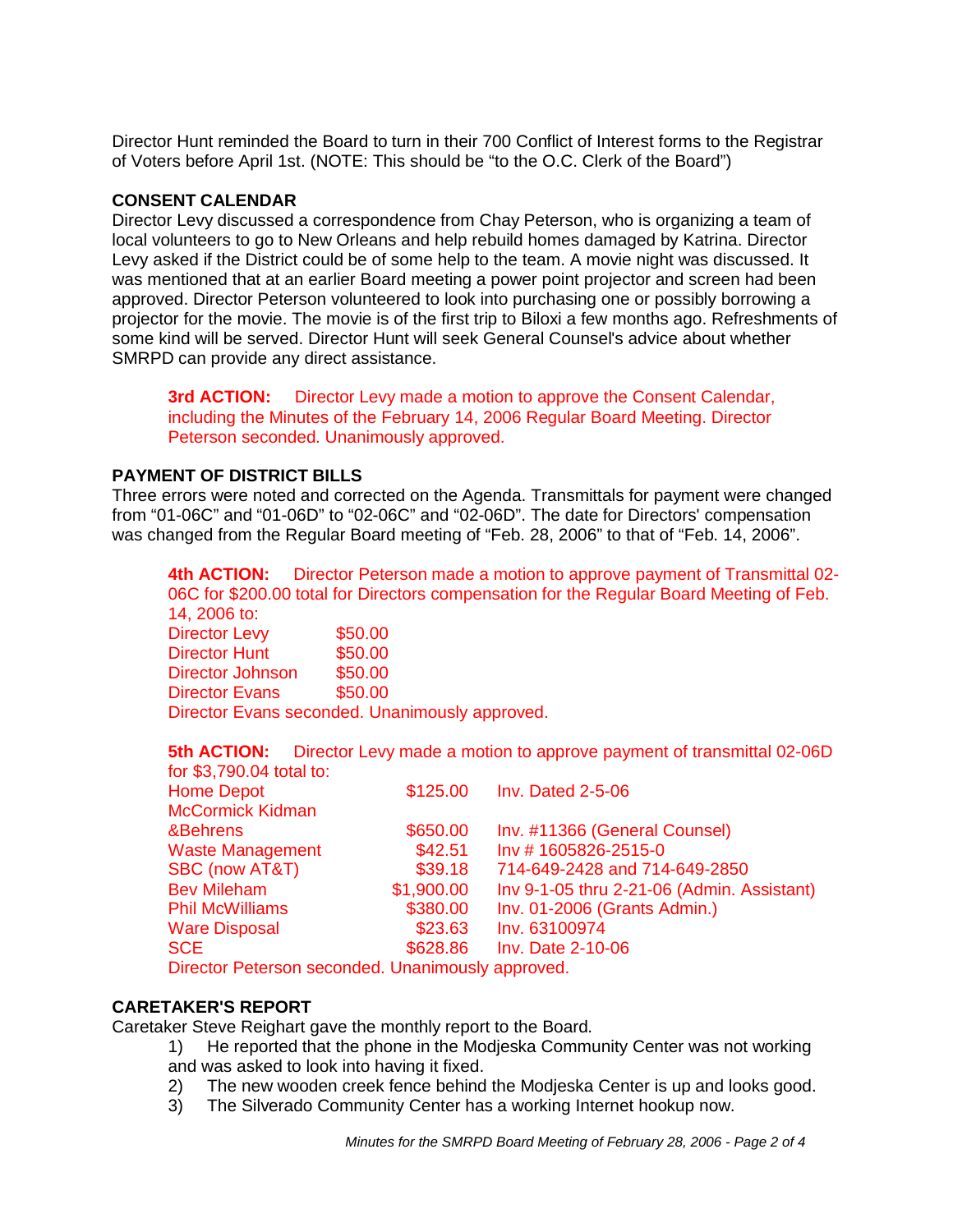Director Hunt reminded the Board to turn in their 700 Conflict of Interest forms to the Registrar of Voters before April 1st. (NOTE: This should be "to the O.C. Clerk of the Board")

**CONSENT CALENDAR**

Director Levy discussed a correspondence from Chay Peterson, who is organizing a team of local volunteers to go to New Orleans and help rebuild homes damaged by Katrina. Director Levy asked if the District could be of some help to the team. A movie night was discussed. It was mentioned that at an earlier Board meeting a power point projector and screen had been approved. Director Peterson volunteered to look into purchasing one or possibly borrowing a projector for the movie. The movie is of the first trip to Biloxi a few months ago. Refreshments of some kind will be served. Director Hunt will seek General Counsel's advice about whether SMRPD can provide any direct assistance.

> **3rd ACTION:** Director Levy made a motion to approve the Consent Calendar, including the Minutes of the February 14, 2006 Regular Board Meeting. Director Peterson seconded. Unanimously approved.

**PAYMENT OF DISTRICT BILLS**

Three errors were noted and corrected on the Agenda. Transmittals for payment were changed from "01-06C" and "01-06D" to "02-06C" and "02-06D". The date for Directors' compensation was changed from the Regular Board meeting of "Feb. 28, 2006" to that of "Feb. 14, 2006".

> **4th ACTION:** Director Peterson made a motion to approve payment of Transmittal 02-06C for $200.00 total for Directors compensation for the Regular Board Meeting of Feb. 14, 2006 to:

| | |
|---|---|
| Director Levy | $50.00 |
| Director Hunt | $50.00 |
| Director Johnson | $50.00 |
| Director Evans | $50.00 |

> Director Evans seconded. Unanimously approved.

> **5th ACTION:** Director Levy made a motion to approve payment of transmittal 02-06D for $3,790.04 total to:

| | | |
|---|---|---|
| Home Depot | $125.00 | Inv. Dated 2-5-06 |
| McCormick Kidman &Behrens | $650.00 | Inv. #11366 (General Counsel) |
| Waste Management | $42.51 | Inv # 1605826-2515-0 |
| SBC (now AT&T) | $39.18 | 714-649-2428 and 714-649-2850 |
| Bev Mileham | $1,900.00 | Inv 9-1-05 thru 2-21-06 (Admin. Assistant) |
| Phil McWilliams | $380.00 | Inv. 01-2006 (Grants Admin.) |
| Ware Disposal | $23.63 | Inv. 63100974 |
| SCE | $628.86 | Inv. Date 2-10-06 |

> Director Peterson seconded. Unanimously approved.

**CARETAKER'S REPORT**

Caretaker Steve Reighart gave the monthly report to the Board.

1) He reported that the phone in the Modjeska Community Center was not working and was asked to look into having it fixed.
2) The new wooden creek fence behind the Modjeska Center is up and looks good.
3) The Silverado Community Center has a working Internet hookup now.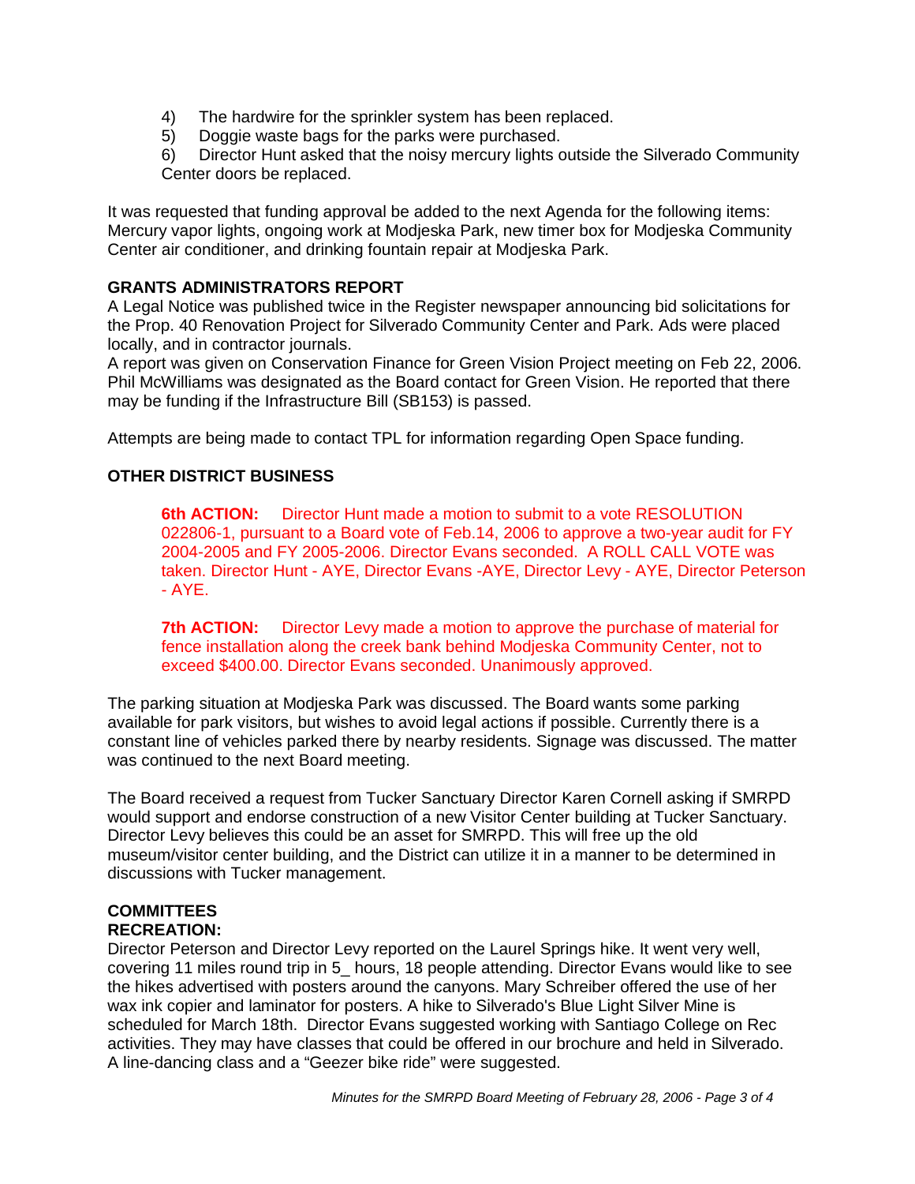4) The hardwire for the sprinkler system has been replaced.
5) Doggie waste bags for the parks were purchased.
6) Director Hunt asked that the noisy mercury lights outside the Silverado Community Center doors be replaced.

It was requested that funding approval be added to the next Agenda for the following items: Mercury vapor lights, ongoing work at Modjeska Park, new timer box for Modjeska Community Center air conditioner, and drinking fountain repair at Modjeska Park.

**GRANTS ADMINISTRATORS REPORT**

A Legal Notice was published twice in the Register newspaper announcing bid solicitations for the Prop. 40 Renovation Project for Silverado Community Center and Park. Ads were placed locally, and in contractor journals.

A report was given on Conservation Finance for Green Vision Project meeting on Feb 22, 2006. Phil McWilliams was designated as the Board contact for Green Vision. He reported that there may be funding if the Infrastructure Bill (SB153) is passed.

Attempts are being made to contact TPL for information regarding Open Space funding.

**OTHER DISTRICT BUSINESS**

> **6th ACTION:** Director Hunt made a motion to submit to a vote RESOLUTION 022806-1, pursuant to a Board vote of Feb.14, 2006 to approve a two-year audit for FY 2004-2005 and FY 2005-2006. Director Evans seconded. A ROLL CALL VOTE was taken. Director Hunt - AYE, Director Evans -AYE, Director Levy - AYE, Director Peterson - AYE.

> **7th ACTION:** Director Levy made a motion to approve the purchase of material for fence installation along the creek bank behind Modjeska Community Center, not to exceed $400.00. Director Evans seconded. Unanimously approved.

The parking situation at Modjeska Park was discussed. The Board wants some parking available for park visitors, but wishes to avoid legal actions if possible. Currently there is a constant line of vehicles parked there by nearby residents. Signage was discussed. The matter was continued to the next Board meeting.

The Board received a request from Tucker Sanctuary Director Karen Cornell asking if SMRPD would support and endorse construction of a new Visitor Center building at Tucker Sanctuary. Director Levy believes this could be an asset for SMRPD. This will free up the old museum/visitor center building, and the District can utilize it in a manner to be determined in discussions with Tucker management.

**COMMITTEES**

**RECREATION:**

Director Peterson and Director Levy reported on the Laurel Springs hike. It went very well, covering 11 miles round trip in 5_ hours, 18 people attending. Director Evans would like to see the hikes advertised with posters around the canyons. Mary Schreiber offered the use of her wax ink copier and laminator for posters. A hike to Silverado's Blue Light Silver Mine is scheduled for March 18th. Director Evans suggested working with Santiago College on Rec activities. They may have classes that could be offered in our brochure and held in Silverado. A line-dancing class and a "Geezer bike ride" were suggested.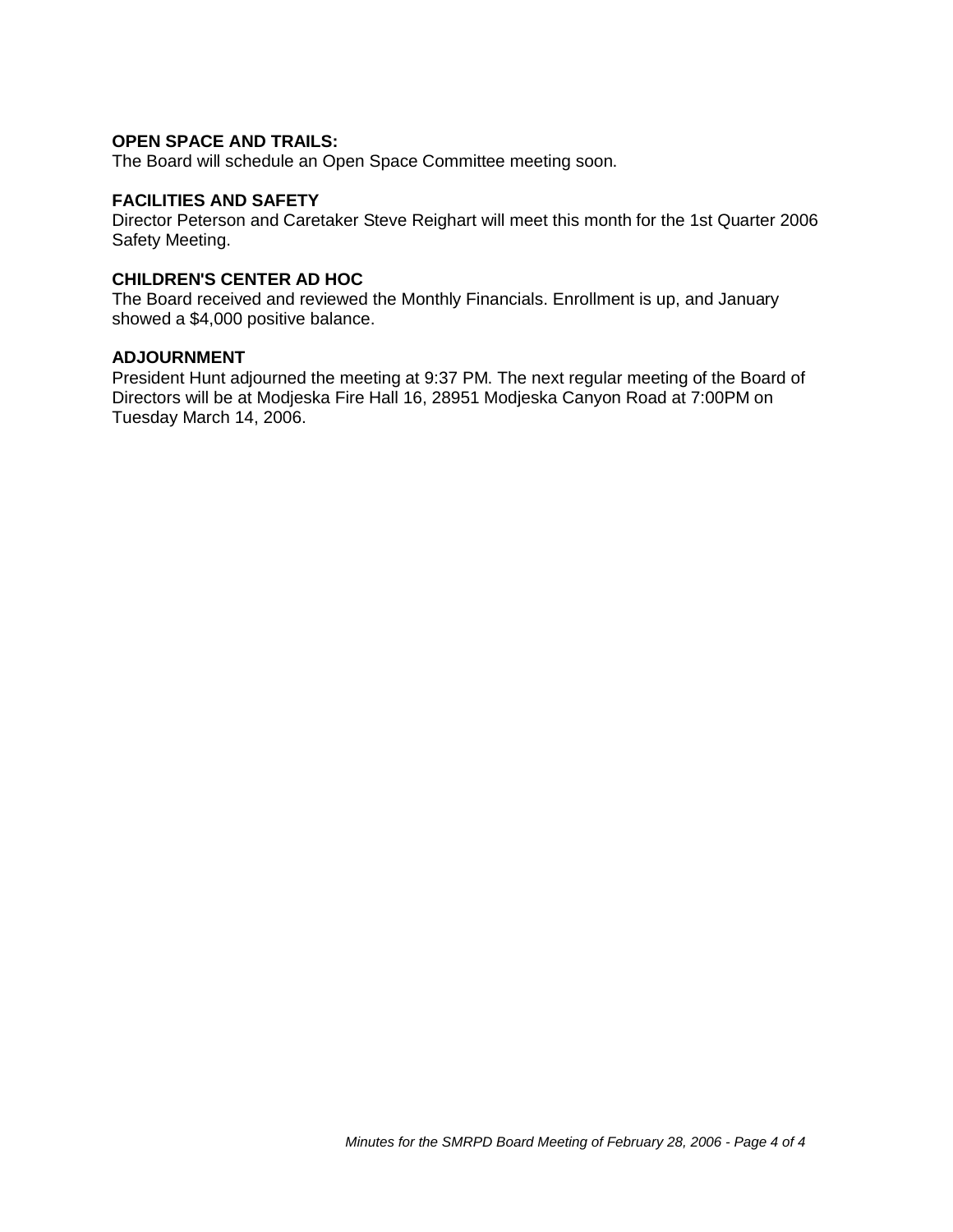**OPEN SPACE AND TRAILS:**
The Board will schedule an Open Space Committee meeting soon.

**FACILITIES AND SAFETY**
Director Peterson and Caretaker Steve Reighart will meet this month for the 1st Quarter 2006 Safety Meeting.

**CHILDREN'S CENTER AD HOC**
The Board received and reviewed the Monthly Financials. Enrollment is up, and January showed a $4,000 positive balance.

**ADJOURNMENT**
President Hunt adjourned the meeting at 9:37 PM. The next regular meeting of the Board of Directors will be at Modjeska Fire Hall 16, 28951 Modjeska Canyon Road at 7:00PM on Tuesday March 14, 2006.